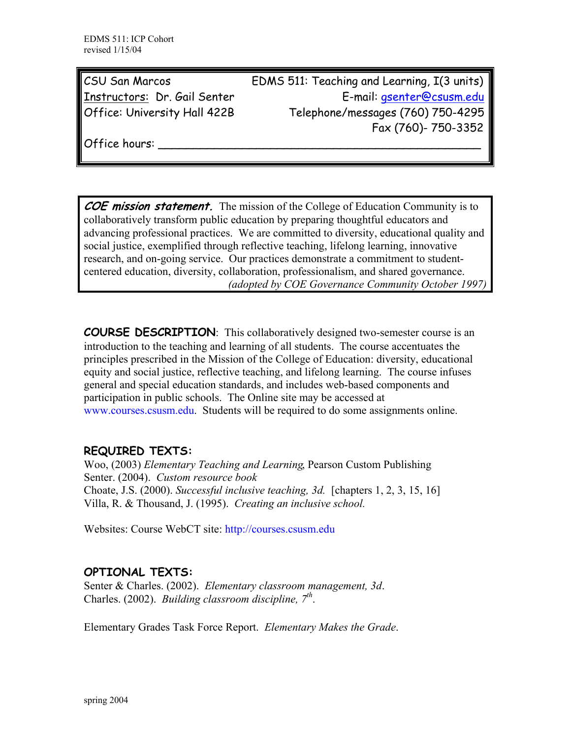| CSU San Marcos | EDMS 511: Teaching and Learning, I(3 units) |
| --- | --- |
| Instructors: Dr. Gail Senter | E-mail: gsenter@csusm.edu |
| Office: University Hall 422B | Telephone/messages (760) 750-4295 |
| | Fax (760)- 750-3352 |
| Office hours: ______________________________ | |

***COE mission statement.*** The mission of the College of Education Community is to collaboratively transform public education by preparing thoughtful educators and advancing professional practices. We are committed to diversity, educational quality and social justice, exemplified through reflective teaching, lifelong learning, innovative research, and on-going service. Our practices demonstrate a commitment to student-centered education, diversity, collaboration, professionalism, and shared governance.
*(adopted by COE Governance Community October 1997)*

**COURSE DESCRIPTION**: This collaboratively designed two-semester course is an introduction to the teaching and learning of all students. The course accentuates the principles prescribed in the Mission of the College of Education: diversity, educational equity and social justice, reflective teaching, and lifelong learning. The course infuses general and special education standards, and includes web-based components and participation in public schools. The Online site may be accessed at www.courses.csusm.edu. Students will be required to do some assignments online.

## REQUIRED TEXTS:

Woo, (2003) *Elementary Teaching and Learning*, Pearson Custom Publishing
Senter. (2004). *Custom resource book*
Choate, J.S. (2000). *Successful inclusive teaching, 3d.* [chapters 1, 2, 3, 15, 16]
Villa, R. & Thousand, J. (1995). *Creating an inclusive school.*

Websites: Course WebCT site: http://courses.csusm.edu

## OPTIONAL TEXTS:

Senter & Charles. (2002). *Elementary classroom management, 3d*.
Charles. (2002). *Building classroom discipline, 7th*.

Elementary Grades Task Force Report. *Elementary Makes the Grade*.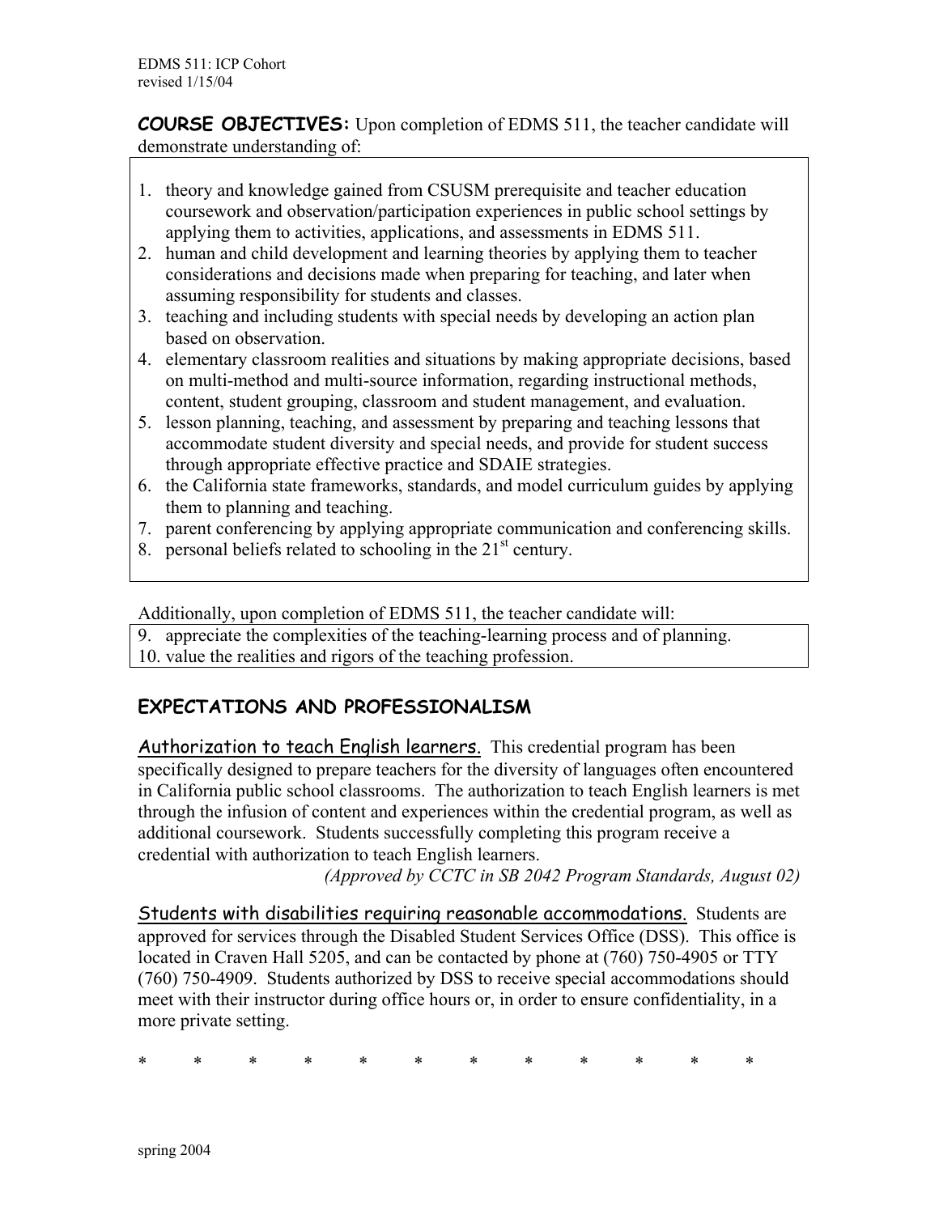**COURSE OBJECTIVES:** Upon completion of EDMS 511, the teacher candidate will demonstrate understanding of:

1. theory and knowledge gained from CSUSM prerequisite and teacher education coursework and observation/participation experiences in public school settings by applying them to activities, applications, and assessments in EDMS 511.
2. human and child development and learning theories by applying them to teacher considerations and decisions made when preparing for teaching, and later when assuming responsibility for students and classes.
3. teaching and including students with special needs by developing an action plan based on observation.
4. elementary classroom realities and situations by making appropriate decisions, based on multi-method and multi-source information, regarding instructional methods, content, student grouping, classroom and student management, and evaluation.
5. lesson planning, teaching, and assessment by preparing and teaching lessons that accommodate student diversity and special needs, and provide for student success through appropriate effective practice and SDAIE strategies.
6. the California state frameworks, standards, and model curriculum guides by applying them to planning and teaching.
7. parent conferencing by applying appropriate communication and conferencing skills.
8. personal beliefs related to schooling in the 21st century.

Additionally, upon completion of EDMS 511, the teacher candidate will:

9. appreciate the complexities of the teaching-learning process and of planning.
10. value the realities and rigors of the teaching profession.

## EXPECTATIONS AND PROFESSIONALISM

Authorization to teach English learners. This credential program has been specifically designed to prepare teachers for the diversity of languages often encountered in California public school classrooms. The authorization to teach English learners is met through the infusion of content and experiences within the credential program, as well as additional coursework. Students successfully completing this program receive a credential with authorization to teach English learners.

*(Approved by CCTC in SB 2042 Program Standards, August 02)*

Students with disabilities requiring reasonable accommodations. Students are approved for services through the Disabled Student Services Office (DSS). This office is located in Craven Hall 5205, and can be contacted by phone at (760) 750-4905 or TTY (760) 750-4909. Students authorized by DSS to receive special accommodations should meet with their instructor during office hours or, in order to ensure confidentiality, in a more private setting.

\* \* \* \* \* \* \* \* \* \* \* \*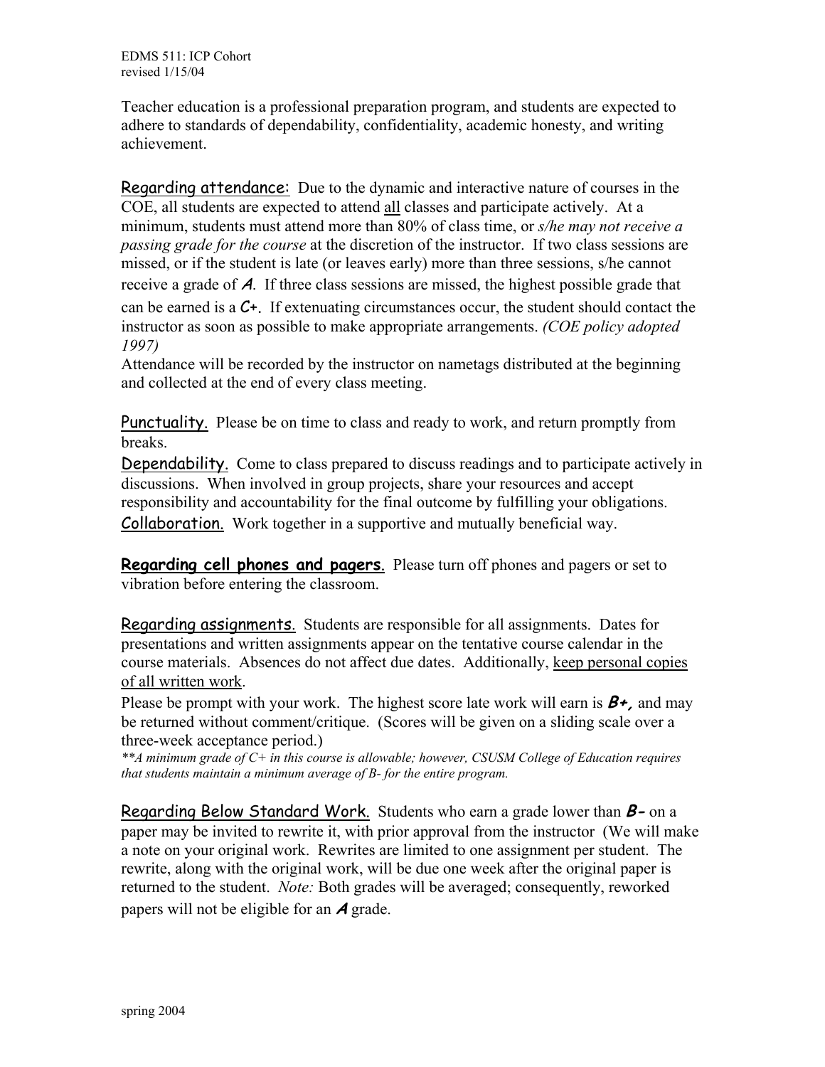Teacher education is a professional preparation program, and students are expected to adhere to standards of dependability, confidentiality, academic honesty, and writing achievement.

<u>Regarding attendance:</u> Due to the dynamic and interactive nature of courses in the COE, all students are expected to attend <u>all</u> classes and participate actively. At a minimum, students must attend more than 80% of class time, or *s/he may not receive a passing grade for the course* at the discretion of the instructor. If two class sessions are missed, or if the student is late (or leaves early) more than three sessions, s/he cannot receive a grade of ***A***. If three class sessions are missed, the highest possible grade that can be earned is a **C+**. If extenuating circumstances occur, the student should contact the instructor as soon as possible to make appropriate arrangements. *(COE policy adopted 1997)*

Attendance will be recorded by the instructor on nametags distributed at the beginning and collected at the end of every class meeting.

<u>Punctuality.</u> Please be on time to class and ready to work, and return promptly from breaks.

<u>Dependability.</u> Come to class prepared to discuss readings and to participate actively in discussions. When involved in group projects, share your resources and accept responsibility and accountability for the final outcome by fulfilling your obligations.

<u>Collaboration.</u> Work together in a supportive and mutually beneficial way.

**<u>Regarding cell phones and pagers</u>**. Please turn off phones and pagers or set to vibration before entering the classroom.

<u>Regarding assignments.</u> Students are responsible for all assignments. Dates for presentations and written assignments appear on the tentative course calendar in the course materials. Absences do not affect due dates. Additionally, <u>keep personal copies of all written work</u>.

Please be prompt with your work. The highest score late work will earn is ***B+,*** and may be returned without comment/critique. (Scores will be given on a sliding scale over a three-week acceptance period.)

*\*\*A minimum grade of C+ in this course is allowable; however, CSUSM College of Education requires that students maintain a minimum average of B- for the entire program.*

<u>Regarding Below Standard Work.</u> Students who earn a grade lower than ***B-*** on a paper may be invited to rewrite it, with prior approval from the instructor (We will make a note on your original work. Rewrites are limited to one assignment per student. The rewrite, along with the original work, will be due one week after the original paper is returned to the student. *Note:* Both grades will be averaged; consequently, reworked papers will not be eligible for an ***A*** grade.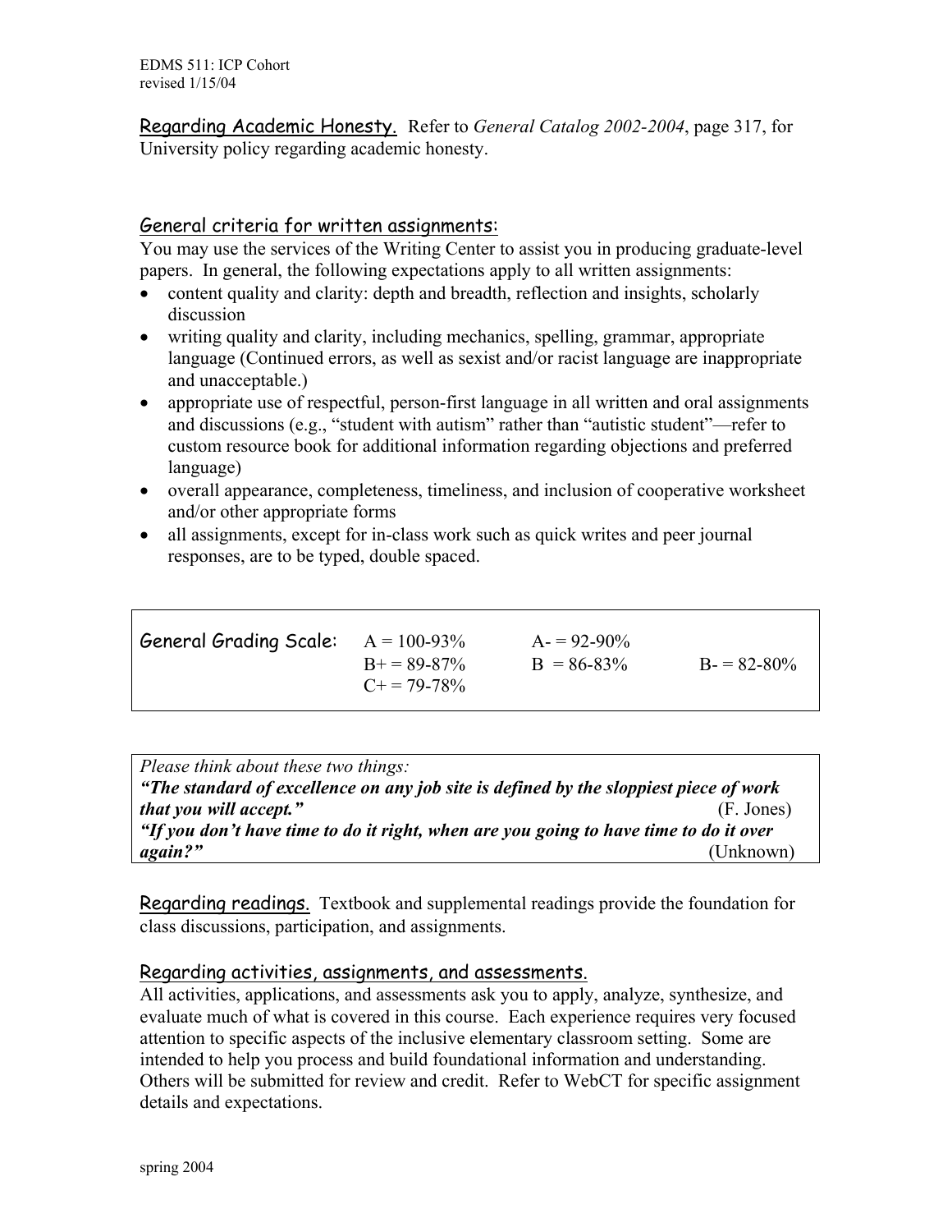## Regarding Academic Honesty.

Refer to *General Catalog 2002-2004*, page 317, for University policy regarding academic honesty.

## General criteria for written assignments:

You may use the services of the Writing Center to assist you in producing graduate-level papers. In general, the following expectations apply to all written assignments:

- content quality and clarity: depth and breadth, reflection and insights, scholarly discussion
- writing quality and clarity, including mechanics, spelling, grammar, appropriate language (Continued errors, as well as sexist and/or racist language are inappropriate and unacceptable.)
- appropriate use of respectful, person-first language in all written and oral assignments and discussions (e.g., "student with autism" rather than "autistic student"—refer to custom resource book for additional information regarding objections and preferred language)
- overall appearance, completeness, timeliness, and inclusion of cooperative worksheet and/or other appropriate forms
- all assignments, except for in-class work such as quick writes and peer journal responses, are to be typed, double spaced.

| | | | |
|---|---|---|---|
| General Grading Scale: | A = 100-93% | A- = 92-90% | |
| | B+ = 89-87% | B = 86-83% | B- = 82-80% |
| | C+ = 79-78% | | |

*Please think about these two things:*

***"The standard of excellence on any job site is defined by the sloppiest piece of work that you will accept."*** (F. Jones)

***"If you don't have time to do it right, when are you going to have time to do it over again?"*** (Unknown)

## Regarding readings.

Textbook and supplemental readings provide the foundation for class discussions, participation, and assignments.

## Regarding activities, assignments, and assessments.

All activities, applications, and assessments ask you to apply, analyze, synthesize, and evaluate much of what is covered in this course. Each experience requires very focused attention to specific aspects of the inclusive elementary classroom setting. Some are intended to help you process and build foundational information and understanding. Others will be submitted for review and credit. Refer to WebCT for specific assignment details and expectations.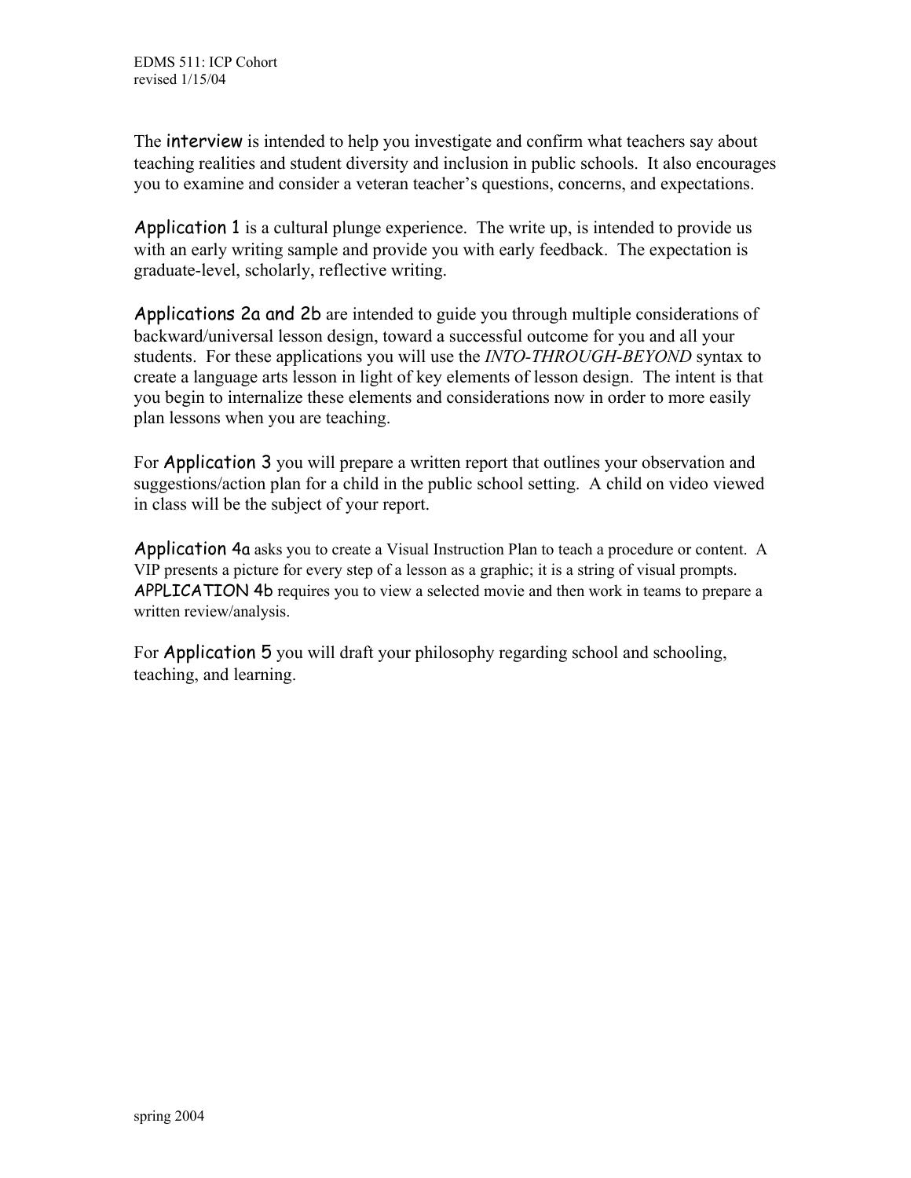The **interview** is intended to help you investigate and confirm what teachers say about teaching realities and student diversity and inclusion in public schools. It also encourages you to examine and consider a veteran teacher's questions, concerns, and expectations.

**Application 1** is a cultural plunge experience. The write up, is intended to provide us with an early writing sample and provide you with early feedback. The expectation is graduate-level, scholarly, reflective writing.

**Applications 2a and 2b** are intended to guide you through multiple considerations of backward/universal lesson design, toward a successful outcome for you and all your students. For these applications you will use the *INTO-THROUGH-BEYOND* syntax to create a language arts lesson in light of key elements of lesson design. The intent is that you begin to internalize these elements and considerations now in order to more easily plan lessons when you are teaching.

For **Application 3** you will prepare a written report that outlines your observation and suggestions/action plan for a child in the public school setting. A child on video viewed in class will be the subject of your report.

**Application 4a** asks you to create a Visual Instruction Plan to teach a procedure or content. A VIP presents a picture for every step of a lesson as a graphic; it is a string of visual prompts. **APPLICATION 4b** requires you to view a selected movie and then work in teams to prepare a written review/analysis.

For **Application 5** you will draft your philosophy regarding school and schooling, teaching, and learning.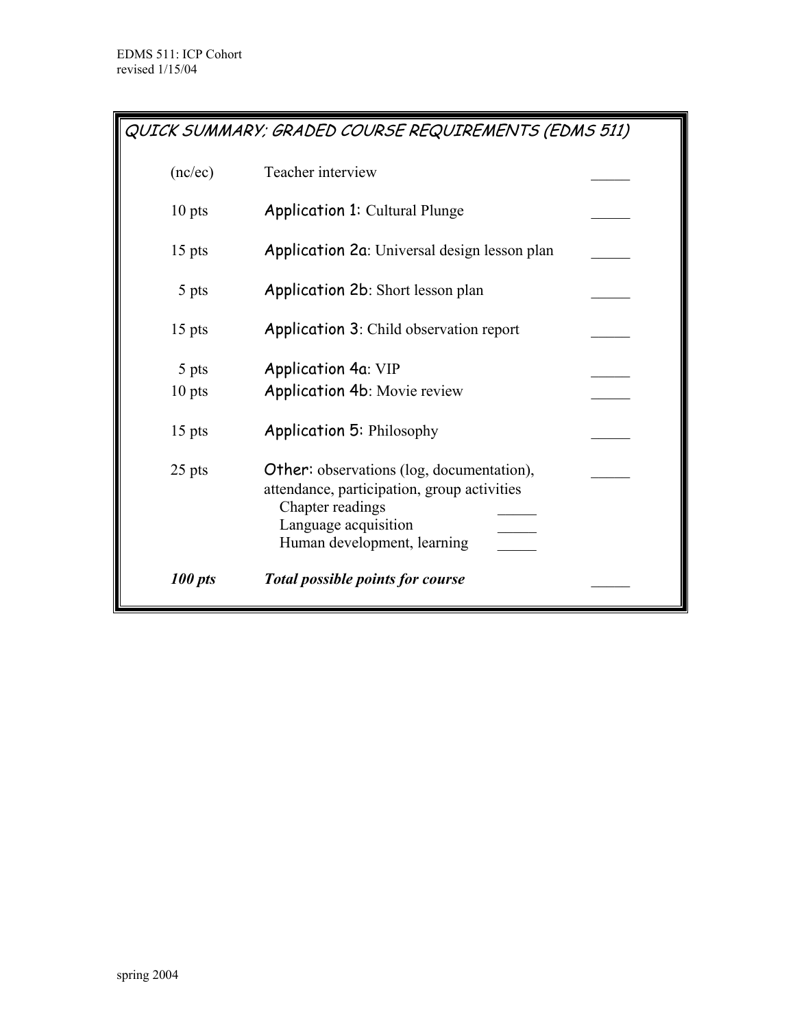## QUICK SUMMARY; GRADED COURSE REQUIREMENTS (EDMS 511)

| | | |
|---|---|---|
| (nc/ec) | Teacher interview | _____ |
| 10 pts | Application 1: Cultural Plunge | _____ |
| 15 pts | Application 2a: Universal design lesson plan | _____ |
| 5 pts | Application 2b: Short lesson plan | _____ |
| 15 pts | Application 3: Child observation report | _____ |
| 5 pts | Application 4a: VIP | _____ |
| 10 pts | Application 4b: Movie review | _____ |
| 15 pts | Application 5: Philosophy | _____ |
| 25 pts | Other: observations (log, documentation), attendance, participation, group activities<br>Chapter readings _____<br>Language acquisition _____<br>Human development, learning _____ | _____ |
| ***100 pts*** | ***Total possible points for course*** | _____ |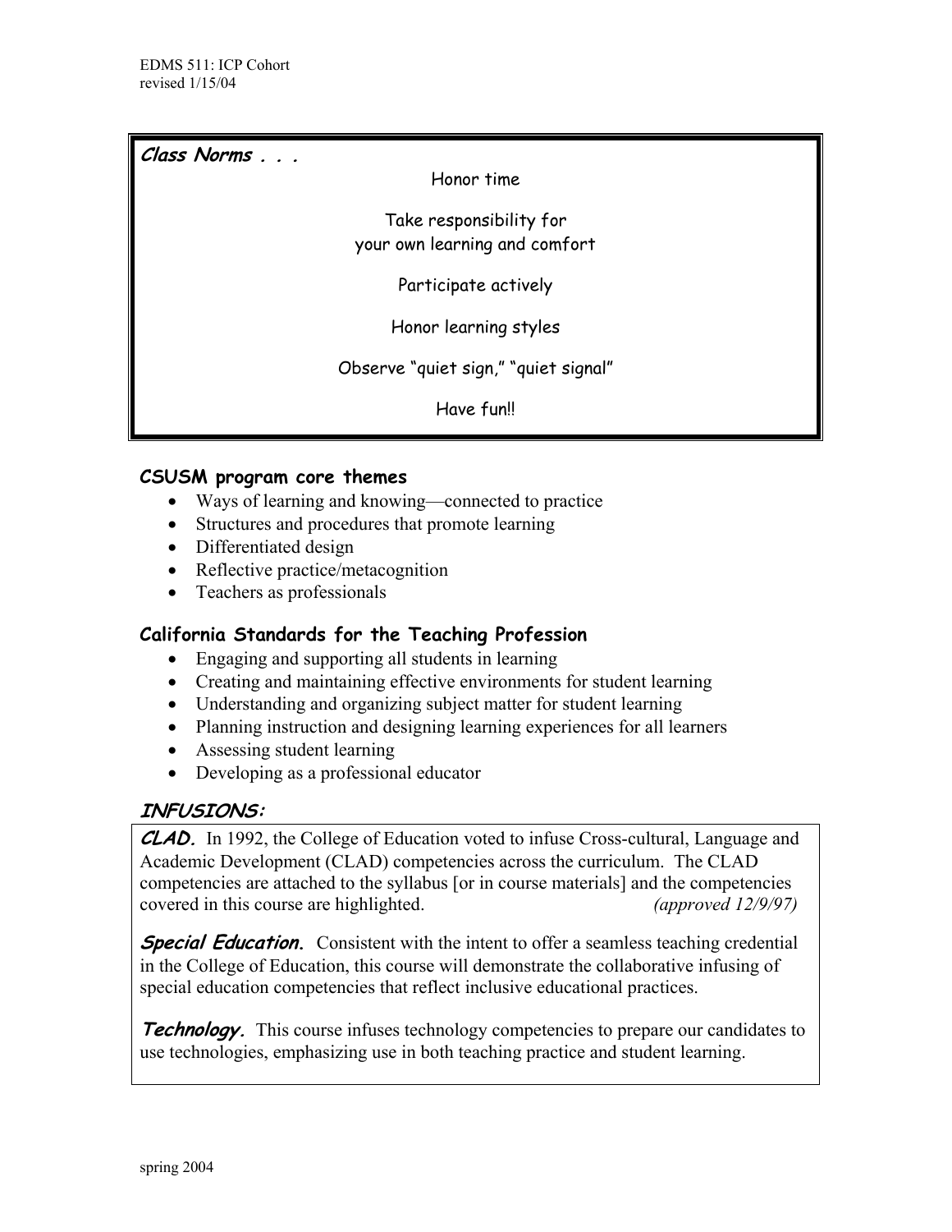**Class Norms . . .**

Honor time

Take responsibility for your own learning and comfort

Participate actively

Honor learning styles

Observe "quiet sign," "quiet signal"

Have fun!!

## CSUSM program core themes

- Ways of learning and knowing—connected to practice
- Structures and procedures that promote learning
- Differentiated design
- Reflective practice/metacognition
- Teachers as professionals

## California Standards for the Teaching Profession

- Engaging and supporting all students in learning
- Creating and maintaining effective environments for student learning
- Understanding and organizing subject matter for student learning
- Planning instruction and designing learning experiences for all learners
- Assessing student learning
- Developing as a professional educator

## *INFUSIONS:*

***CLAD.*** In 1992, the College of Education voted to infuse Cross-cultural, Language and Academic Development (CLAD) competencies across the curriculum. The CLAD competencies are attached to the syllabus [or in course materials] and the competencies covered in this course are highlighted. *(approved 12/9/97)*

***Special Education.*** Consistent with the intent to offer a seamless teaching credential in the College of Education, this course will demonstrate the collaborative infusing of special education competencies that reflect inclusive educational practices.

***Technology.*** This course infuses technology competencies to prepare our candidates to use technologies, emphasizing use in both teaching practice and student learning.